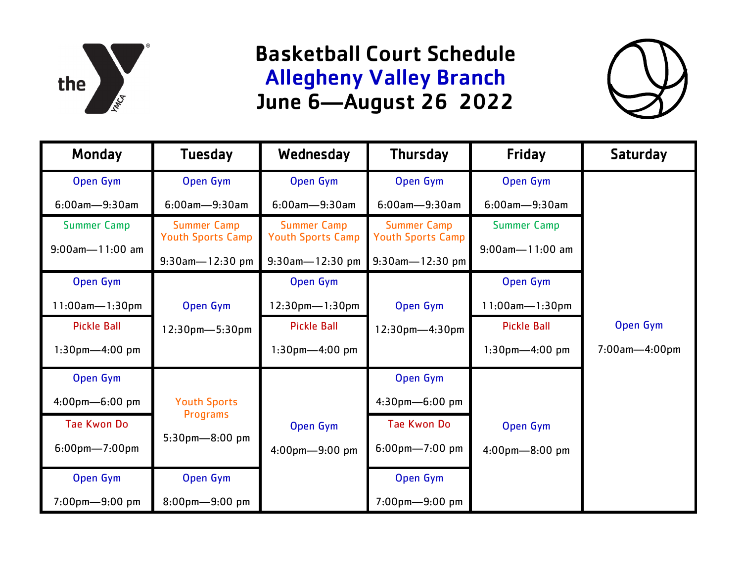# Basketball Court Schedule

## Allegheny Valley Branch

## June 6—August 26 2022

| Monday | Tuesday | Wednesday | Thursday | Friday | Saturday |
|---|---|---|---|---|---|
| Open Gym 6:00am—9:30am | Open Gym 6:00am—9:30am | Open Gym 6:00am—9:30am | Open Gym 6:00am—9:30am | Open Gym 6:00am—9:30am | Open Gym 7:00am—4:00pm |
| Summer Camp 9:00am—11:00 am | Summer Camp Youth Sports Camp 9:30am—12:30 pm | Summer Camp Youth Sports Camp 9:30am—12:30 pm | Summer Camp Youth Sports Camp 9:30am—12:30 pm | Summer Camp 9:00am—11:00 am | |
| Open Gym 11:00am—1:30pm | Open Gym 12:30pm—5:30pm | Open Gym 12:30pm—1:30pm | Open Gym 12:30pm—4:30pm | Open Gym 11:00am—1:30pm | |
| Pickle Ball 1:30pm—4:00 pm | | Pickle Ball 1:30pm—4:00 pm | | Pickle Ball 1:30pm—4:00 pm | |
| Open Gym 4:00pm—6:00 pm | Youth Sports Programs 5:30pm—8:00 pm | Open Gym 4:00pm—9:00 pm | Open Gym 4:30pm—6:00 pm | Open Gym 4:00pm—8:00 pm | |
| Tae Kwon Do 6:00pm—7:00pm | | | Tae Kwon Do 6:00pm—7:00 pm | | |
| Open Gym 7:00pm—9:00 pm | Open Gym 8:00pm—9:00 pm | | Open Gym 7:00pm—9:00 pm | | |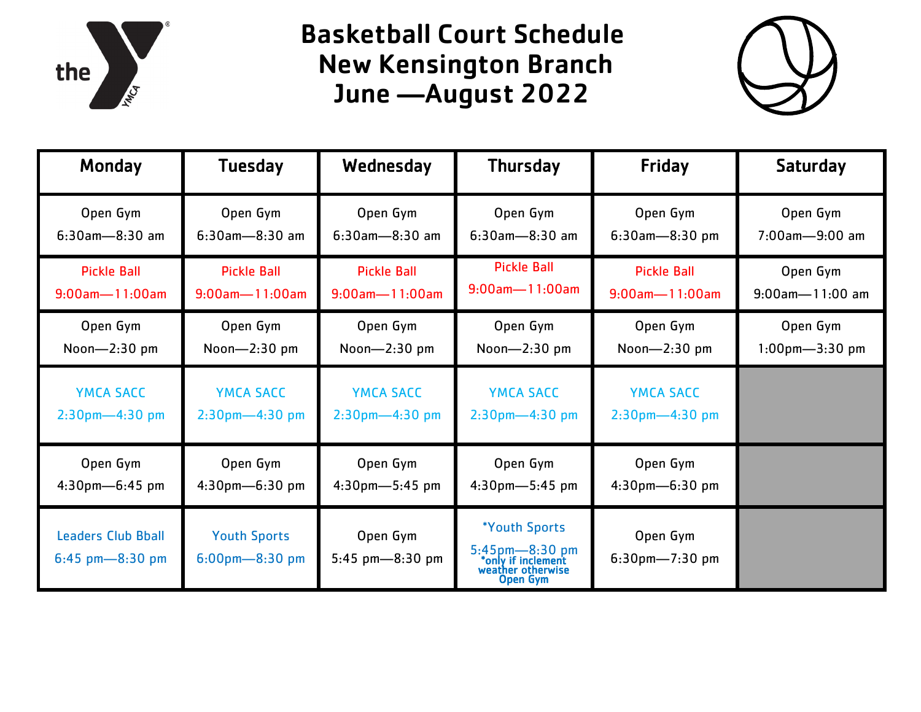# Basketball Court Schedule
# New Kensington Branch
# June —August 2022

| Monday | Tuesday | Wednesday | Thursday | Friday | Saturday |
|---|---|---|---|---|---|
| Open Gym 6:30am—8:30 am | Open Gym 6:30am—8:30 am | Open Gym 6:30am—8:30 am | Open Gym 6:30am—8:30 am | Open Gym 6:30am—8:30 pm | Open Gym 7:00am—9:00 am |
| Pickle Ball 9:00am—11:00am | Pickle Ball 9:00am—11:00am | Pickle Ball 9:00am—11:00am | Pickle Ball 9:00am—11:00am | Pickle Ball 9:00am—11:00am | Open Gym 9:00am—11:00 am |
| Open Gym Noon—2:30 pm | Open Gym Noon—2:30 pm | Open Gym Noon—2:30 pm | Open Gym Noon—2:30 pm | Open Gym Noon—2:30 pm | Open Gym 1:00pm—3:30 pm |
| YMCA SACC 2:30pm—4:30 pm | YMCA SACC 2:30pm—4:30 pm | YMCA SACC 2:30pm—4:30 pm | YMCA SACC 2:30pm—4:30 pm | YMCA SACC 2:30pm—4:30 pm | |
| Open Gym 4:30pm—6:45 pm | Open Gym 4:30pm—6:30 pm | Open Gym 4:30pm—5:45 pm | Open Gym 4:30pm—5:45 pm | Open Gym 4:30pm—6:30 pm | |
| Leaders Club Bball 6:45 pm—8:30 pm | Youth Sports 6:00pm—8:30 pm | Open Gym 5:45 pm—8:30 pm | *Youth Sports 5:45pm—8:30 pm *only if inclement weather otherwise Open Gym | Open Gym 6:30pm—7:30 pm | |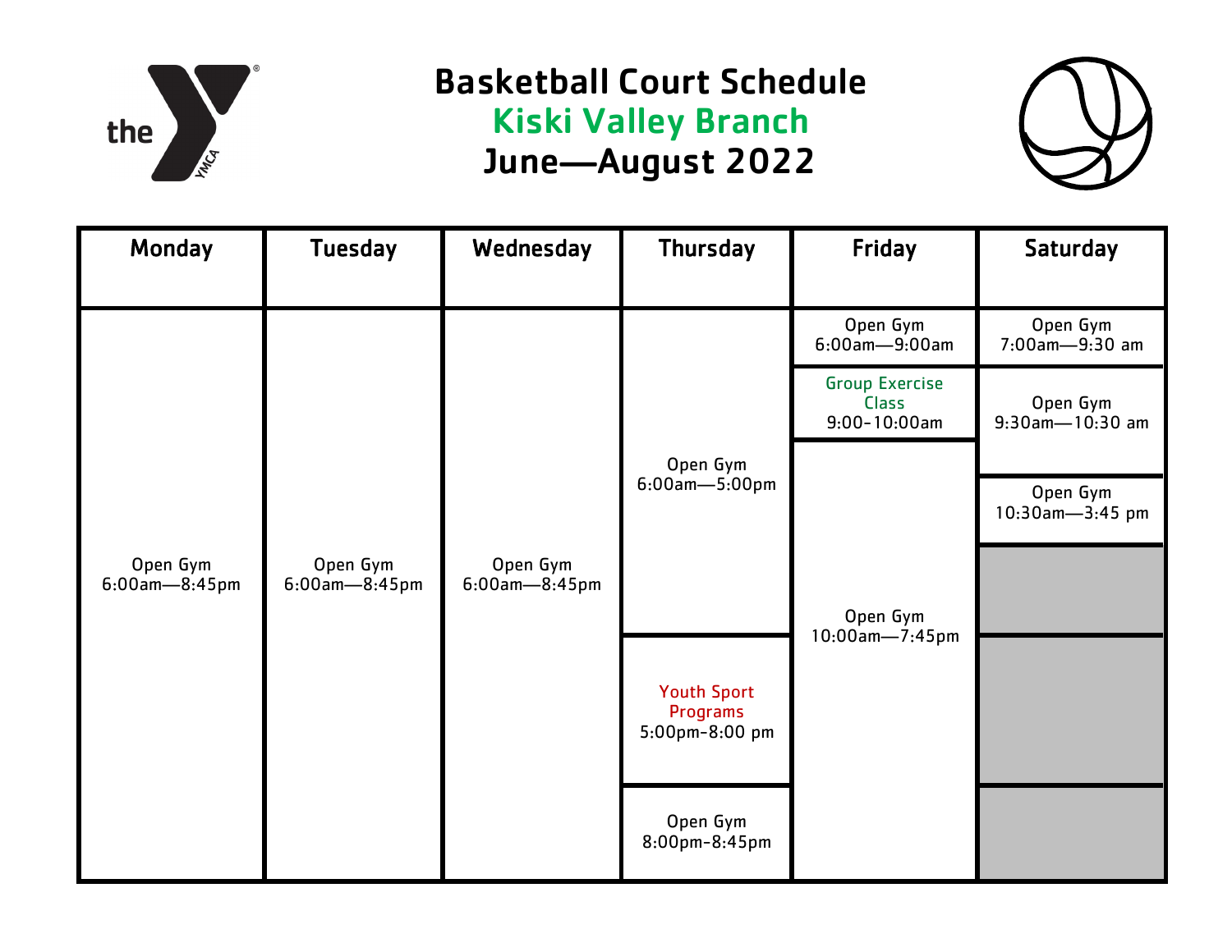# Basketball Court Schedule
## Kiski Valley Branch
## June—August 2022

| Monday | Tuesday | Wednesday | Thursday | Friday | Saturday |
|---|---|---|---|---|---|
| Open Gym 6:00am—8:45pm | Open Gym 6:00am—8:45pm | Open Gym 6:00am—8:45pm | Open Gym 6:00am—5:00pm | Open Gym 6:00am—9:00am | Open Gym 7:00am—9:30 am |
| | | | | Group Exercise Class 9:00-10:00am | Open Gym 9:30am—10:30 am |
| | | | | Open Gym 10:00am—7:45pm | Open Gym 10:30am—3:45 pm |
| | | | Youth Sport Programs 5:00pm-8:00 pm | | |
| | | | Open Gym 8:00pm-8:45pm | | |